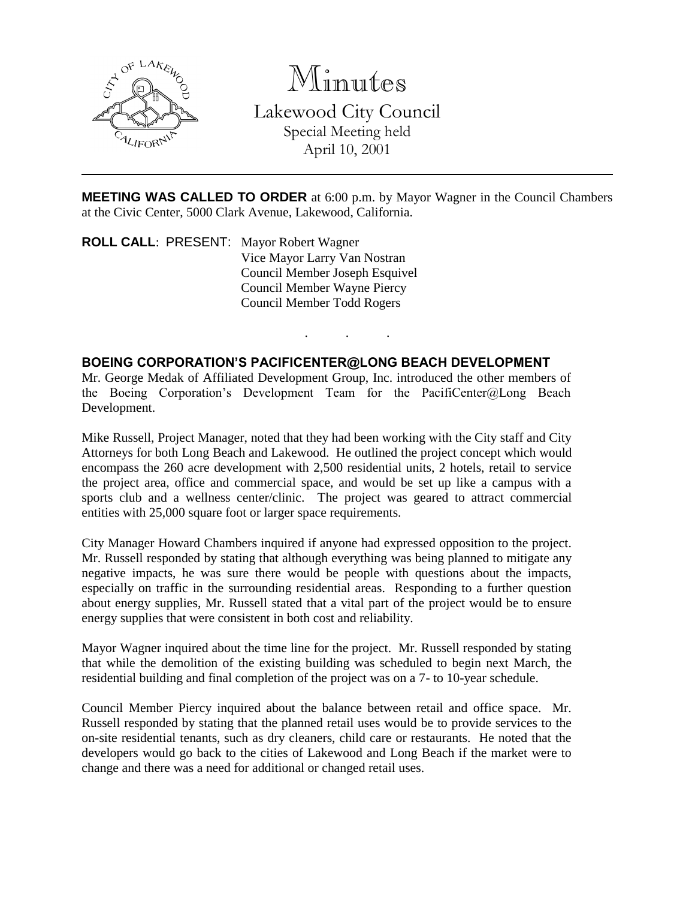# Minutes

## Lakewood City Council

Special Meeting held
April 10, 2001

---

**MEETING WAS CALLED TO ORDER** at 6:00 p.m. by Mayor Wagner in the Council Chambers at the Civic Center, 5000 Clark Avenue, Lakewood, California.

**ROLL CALL**: PRESENT: Mayor Robert Wagner
Vice Mayor Larry Van Nostran
Council Member Joseph Esquivel
Council Member Wayne Piercy
Council Member Todd Rogers

. . .

**BOEING CORPORATION'S PACIFICENTER@LONG BEACH DEVELOPMENT**

Mr. George Medak of Affiliated Development Group, Inc. introduced the other members of the Boeing Corporation's Development Team for the PacifiCenter@Long Beach Development.

Mike Russell, Project Manager, noted that they had been working with the City staff and City Attorneys for both Long Beach and Lakewood. He outlined the project concept which would encompass the 260 acre development with 2,500 residential units, 2 hotels, retail to service the project area, office and commercial space, and would be set up like a campus with a sports club and a wellness center/clinic. The project was geared to attract commercial entities with 25,000 square foot or larger space requirements.

City Manager Howard Chambers inquired if anyone had expressed opposition to the project. Mr. Russell responded by stating that although everything was being planned to mitigate any negative impacts, he was sure there would be people with questions about the impacts, especially on traffic in the surrounding residential areas. Responding to a further question about energy supplies, Mr. Russell stated that a vital part of the project would be to ensure energy supplies that were consistent in both cost and reliability.

Mayor Wagner inquired about the time line for the project. Mr. Russell responded by stating that while the demolition of the existing building was scheduled to begin next March, the residential building and final completion of the project was on a 7- to 10-year schedule.

Council Member Piercy inquired about the balance between retail and office space. Mr. Russell responded by stating that the planned retail uses would be to provide services to the on-site residential tenants, such as dry cleaners, child care or restaurants. He noted that the developers would go back to the cities of Lakewood and Long Beach if the market were to change and there was a need for additional or changed retail uses.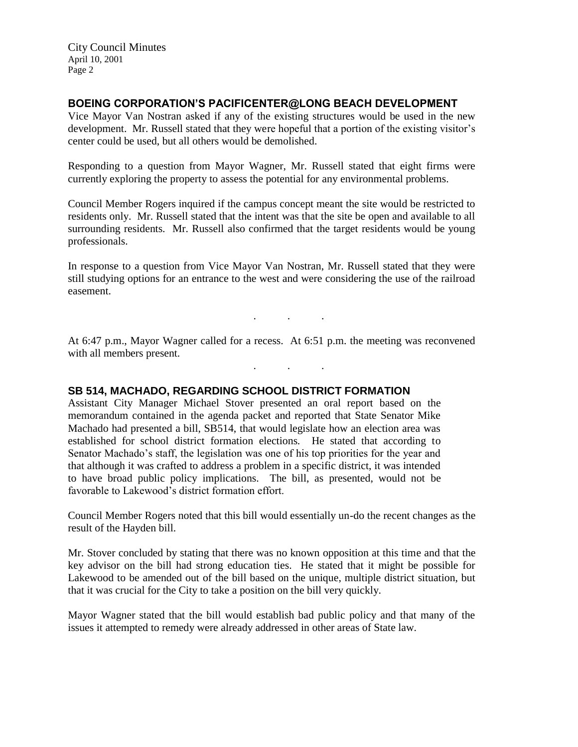## BOEING CORPORATION'S PACIFICENTER@LONG BEACH DEVELOPMENT

Vice Mayor Van Nostran asked if any of the existing structures would be used in the new development. Mr. Russell stated that they were hopeful that a portion of the existing visitor's center could be used, but all others would be demolished.

Responding to a question from Mayor Wagner, Mr. Russell stated that eight firms were currently exploring the property to assess the potential for any environmental problems.

Council Member Rogers inquired if the campus concept meant the site would be restricted to residents only. Mr. Russell stated that the intent was that the site be open and available to all surrounding residents. Mr. Russell also confirmed that the target residents would be young professionals.

In response to a question from Vice Mayor Van Nostran, Mr. Russell stated that they were still studying options for an entrance to the west and were considering the use of the railroad easement.

. . .

At 6:47 p.m., Mayor Wagner called for a recess. At 6:51 p.m. the meeting was reconvened with all members present.

. . .

## SB 514, MACHADO, REGARDING SCHOOL DISTRICT FORMATION

Assistant City Manager Michael Stover presented an oral report based on the memorandum contained in the agenda packet and reported that State Senator Mike Machado had presented a bill, SB514, that would legislate how an election area was established for school district formation elections. He stated that according to Senator Machado's staff, the legislation was one of his top priorities for the year and that although it was crafted to address a problem in a specific district, it was intended to have broad public policy implications. The bill, as presented, would not be favorable to Lakewood's district formation effort.

Council Member Rogers noted that this bill would essentially un-do the recent changes as the result of the Hayden bill.

Mr. Stover concluded by stating that there was no known opposition at this time and that the key advisor on the bill had strong education ties. He stated that it might be possible for Lakewood to be amended out of the bill based on the unique, multiple district situation, but that it was crucial for the City to take a position on the bill very quickly.

Mayor Wagner stated that the bill would establish bad public policy and that many of the issues it attempted to remedy were already addressed in other areas of State law.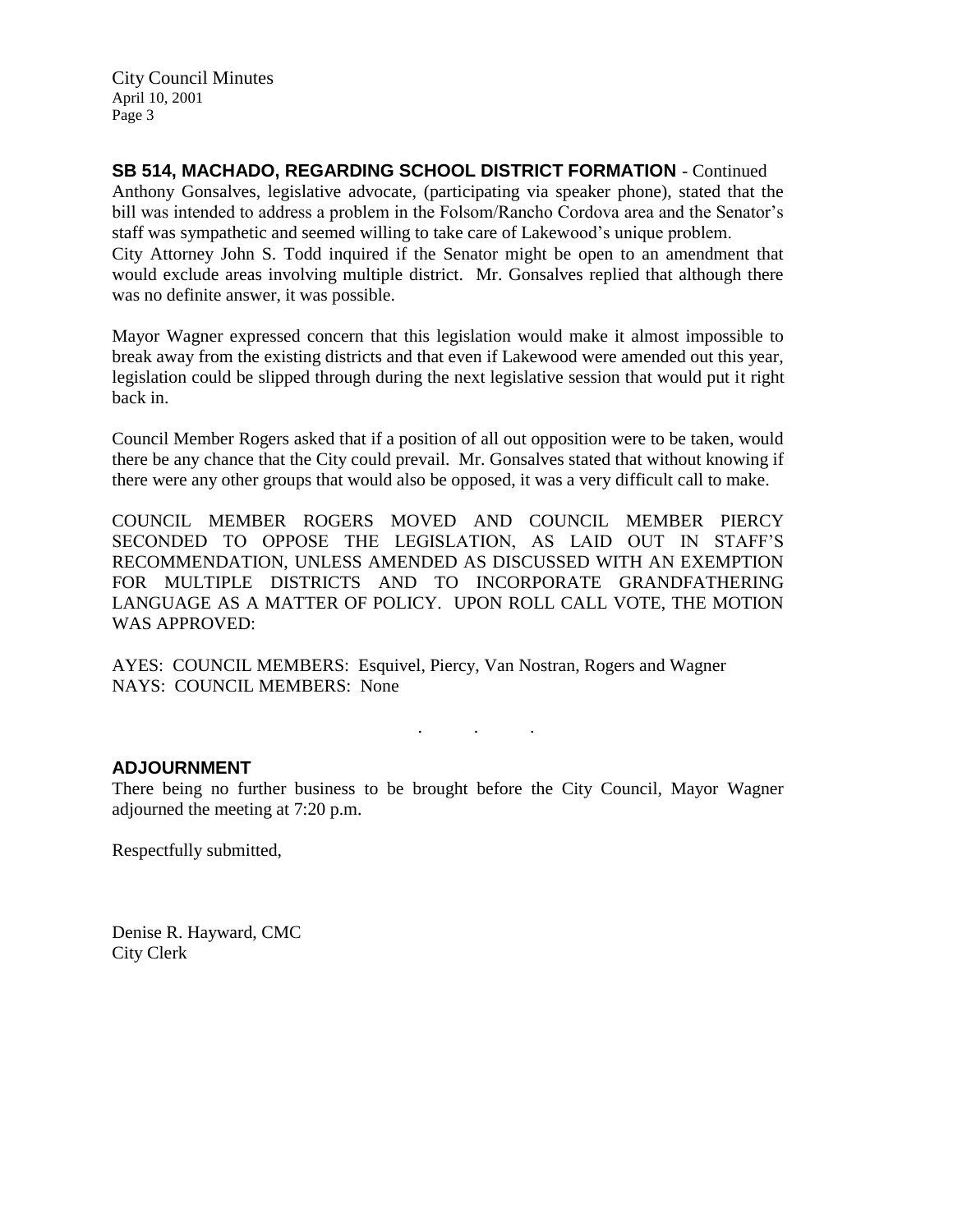**SB 514, MACHADO, REGARDING SCHOOL DISTRICT FORMATION** - Continued

Anthony Gonsalves, legislative advocate, (participating via speaker phone), stated that the bill was intended to address a problem in the Folsom/Rancho Cordova area and the Senator's staff was sympathetic and seemed willing to take care of Lakewood's unique problem.

City Attorney John S. Todd inquired if the Senator might be open to an amendment that would exclude areas involving multiple district. Mr. Gonsalves replied that although there was no definite answer, it was possible.

Mayor Wagner expressed concern that this legislation would make it almost impossible to break away from the existing districts and that even if Lakewood were amended out this year, legislation could be slipped through during the next legislative session that would put it right back in.

Council Member Rogers asked that if a position of all out opposition were to be taken, would there be any chance that the City could prevail. Mr. Gonsalves stated that without knowing if there were any other groups that would also be opposed, it was a very difficult call to make.

COUNCIL MEMBER ROGERS MOVED AND COUNCIL MEMBER PIERCY SECONDED TO OPPOSE THE LEGISLATION, AS LAID OUT IN STAFF'S RECOMMENDATION, UNLESS AMENDED AS DISCUSSED WITH AN EXEMPTION FOR MULTIPLE DISTRICTS AND TO INCORPORATE GRANDFATHERING LANGUAGE AS A MATTER OF POLICY. UPON ROLL CALL VOTE, THE MOTION WAS APPROVED:

AYES: COUNCIL MEMBERS: Esquivel, Piercy, Van Nostran, Rogers and Wagner
NAYS: COUNCIL MEMBERS: None

. . .

**ADJOURNMENT**

There being no further business to be brought before the City Council, Mayor Wagner adjourned the meeting at 7:20 p.m.

Respectfully submitted,

Denise R. Hayward, CMC
City Clerk